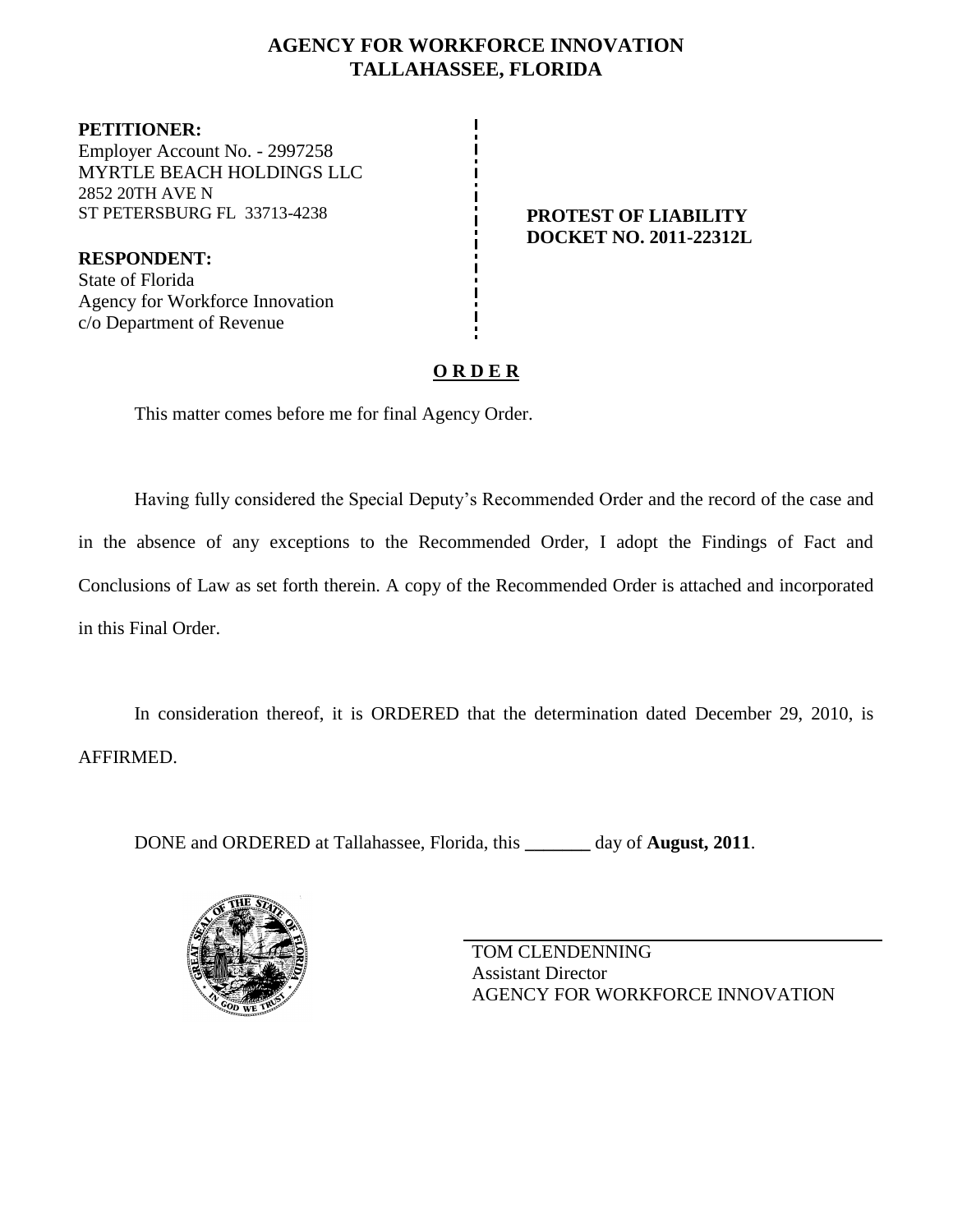# AGENCY FOR WORKFORCE INNOVATION
# TALLAHASSEE, FLORIDA

**PETITIONER:**
Employer Account No. - 2997258
MYRTLE BEACH HOLDINGS LLC
2852 20TH AVE N
ST PETERSBURG FL 33713-4238

**RESPONDENT:**
State of Florida
Agency for Workforce Innovation
c/o Department of Revenue

**PROTEST OF LIABILITY**
**DOCKET NO. 2011-22312L**

## O R D E R

This matter comes before me for final Agency Order.

Having fully considered the Special Deputy's Recommended Order and the record of the case and in the absence of any exceptions to the Recommended Order, I adopt the Findings of Fact and Conclusions of Law as set forth therein. A copy of the Recommended Order is attached and incorporated in this Final Order.

In consideration thereof, it is ORDERED that the determination dated December 29, 2010, is AFFIRMED.

DONE and ORDERED at Tallahassee, Florida, this _______ day of **August, 2011**.

TOM CLENDENNING
Assistant Director
AGENCY FOR WORKFORCE INNOVATION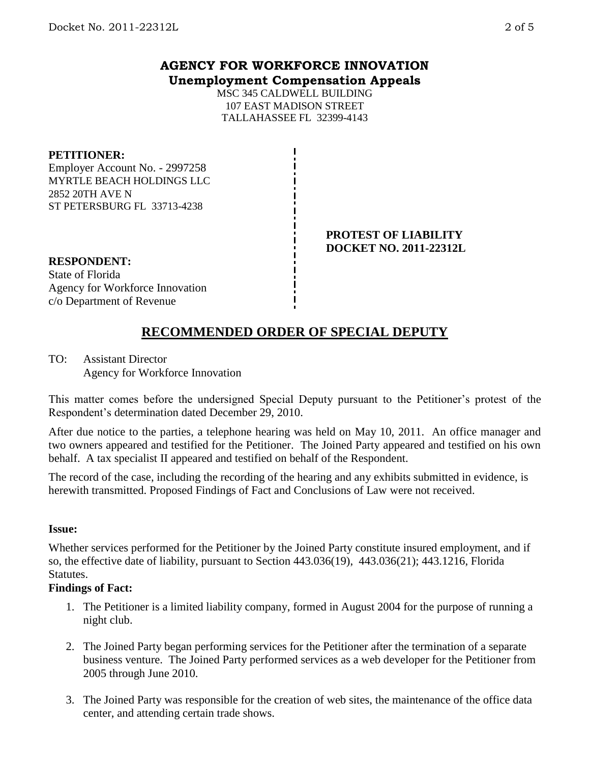# AGENCY FOR WORKFORCE INNOVATION
## Unemployment Compensation Appeals

MSC 345 CALDWELL BUILDING
107 EAST MADISON STREET
TALLAHASSEE FL 32399-4143

**PETITIONER:**
Employer Account No. - 2997258
MYRTLE BEACH HOLDINGS LLC
2852 20TH AVE N
ST PETERSBURG FL 33713-4238

**PROTEST OF LIABILITY**
**DOCKET NO. 2011-22312L**

**RESPONDENT:**
State of Florida
Agency for Workforce Innovation
c/o Department of Revenue

## RECOMMENDED ORDER OF SPECIAL DEPUTY

TO: Assistant Director
Agency for Workforce Innovation

This matter comes before the undersigned Special Deputy pursuant to the Petitioner's protest of the Respondent's determination dated December 29, 2010.

After due notice to the parties, a telephone hearing was held on May 10, 2011. An office manager and two owners appeared and testified for the Petitioner. The Joined Party appeared and testified on his own behalf. A tax specialist II appeared and testified on behalf of the Respondent.

The record of the case, including the recording of the hearing and any exhibits submitted in evidence, is herewith transmitted. Proposed Findings of Fact and Conclusions of Law were not received.

**Issue:**

Whether services performed for the Petitioner by the Joined Party constitute insured employment, and if so, the effective date of liability, pursuant to Section 443.036(19), 443.036(21); 443.1216, Florida Statutes.

**Findings of Fact:**

1. The Petitioner is a limited liability company, formed in August 2004 for the purpose of running a night club.
2. The Joined Party began performing services for the Petitioner after the termination of a separate business venture. The Joined Party performed services as a web developer for the Petitioner from 2005 through June 2010.
3. The Joined Party was responsible for the creation of web sites, the maintenance of the office data center, and attending certain trade shows.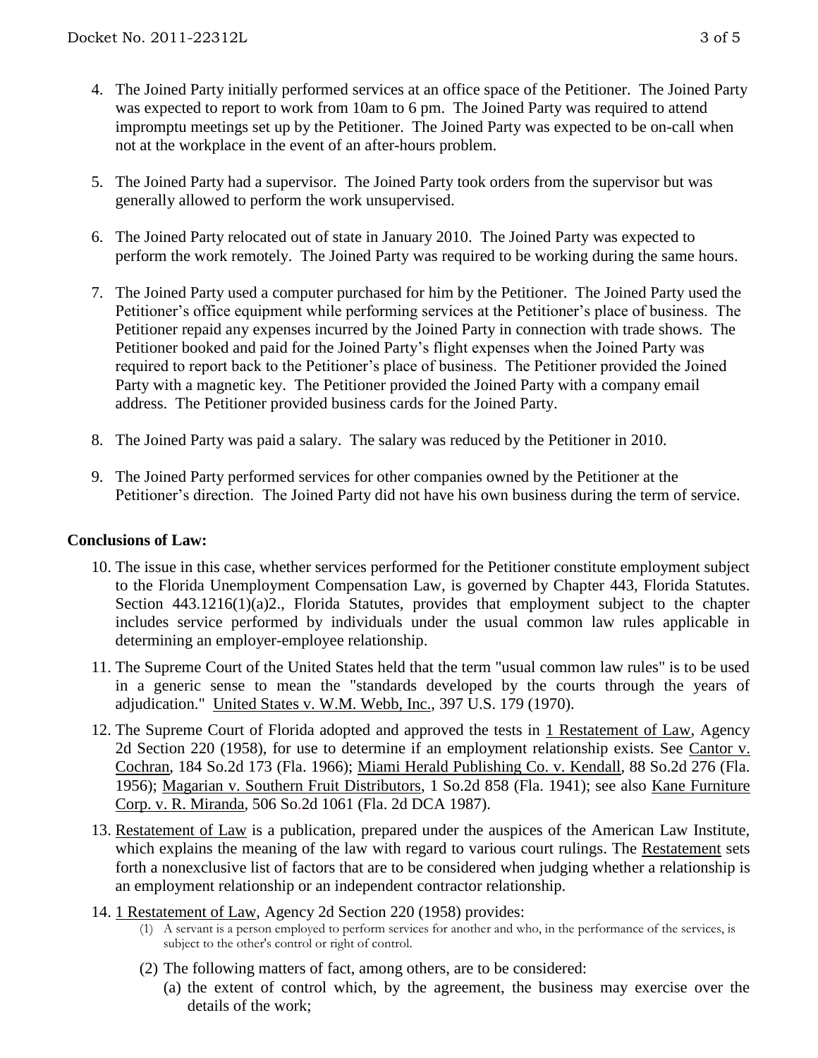4. The Joined Party initially performed services at an office space of the Petitioner. The Joined Party was expected to report to work from 10am to 6 pm. The Joined Party was required to attend impromptu meetings set up by the Petitioner. The Joined Party was expected to be on-call when not at the workplace in the event of an after-hours problem.

5. The Joined Party had a supervisor. The Joined Party took orders from the supervisor but was generally allowed to perform the work unsupervised.

6. The Joined Party relocated out of state in January 2010. The Joined Party was expected to perform the work remotely. The Joined Party was required to be working during the same hours.

7. The Joined Party used a computer purchased for him by the Petitioner. The Joined Party used the Petitioner's office equipment while performing services at the Petitioner's place of business. The Petitioner repaid any expenses incurred by the Joined Party in connection with trade shows. The Petitioner booked and paid for the Joined Party's flight expenses when the Joined Party was required to report back to the Petitioner's place of business. The Petitioner provided the Joined Party with a magnetic key. The Petitioner provided the Joined Party with a company email address. The Petitioner provided business cards for the Joined Party.

8. The Joined Party was paid a salary. The salary was reduced by the Petitioner in 2010.

9. The Joined Party performed services for other companies owned by the Petitioner at the Petitioner's direction. The Joined Party did not have his own business during the term of service.

**Conclusions of Law:**

10. The issue in this case, whether services performed for the Petitioner constitute employment subject to the Florida Unemployment Compensation Law, is governed by Chapter 443, Florida Statutes. Section 443.1216(1)(a)2., Florida Statutes, provides that employment subject to the chapter includes service performed by individuals under the usual common law rules applicable in determining an employer-employee relationship.

11. The Supreme Court of the United States held that the term "usual common law rules" is to be used in a generic sense to mean the "standards developed by the courts through the years of adjudication." United States v. W.M. Webb, Inc., 397 U.S. 179 (1970).

12. The Supreme Court of Florida adopted and approved the tests in 1 Restatement of Law, Agency 2d Section 220 (1958), for use to determine if an employment relationship exists. See Cantor v. Cochran, 184 So.2d 173 (Fla. 1966); Miami Herald Publishing Co. v. Kendall, 88 So.2d 276 (Fla. 1956); Magarian v. Southern Fruit Distributors, 1 So.2d 858 (Fla. 1941); see also Kane Furniture Corp. v. R. Miranda, 506 So.2d 1061 (Fla. 2d DCA 1987).

13. Restatement of Law is a publication, prepared under the auspices of the American Law Institute, which explains the meaning of the law with regard to various court rulings. The Restatement sets forth a nonexclusive list of factors that are to be considered when judging whether a relationship is an employment relationship or an independent contractor relationship.

14. 1 Restatement of Law, Agency 2d Section 220 (1958) provides:
    (1) A servant is a person employed to perform services for another and who, in the performance of the services, is subject to the other's control or right of control.
    (2) The following matters of fact, among others, are to be considered:
        (a) the extent of control which, by the agreement, the business may exercise over the details of the work;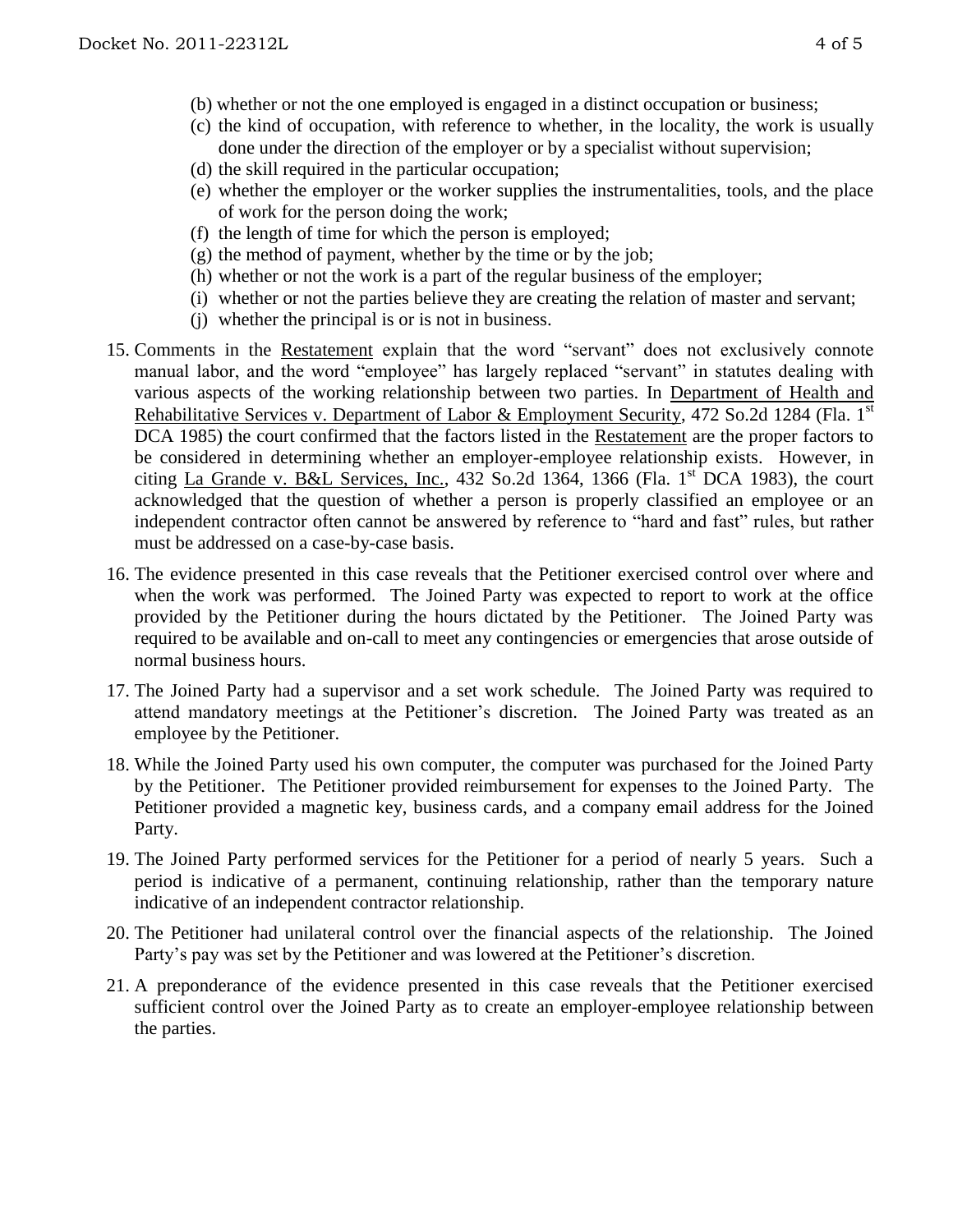- (b) whether or not the one employed is engaged in a distinct occupation or business;
- (c) the kind of occupation, with reference to whether, in the locality, the work is usually done under the direction of the employer or by a specialist without supervision;
- (d) the skill required in the particular occupation;
- (e) whether the employer or the worker supplies the instrumentalities, tools, and the place of work for the person doing the work;
- (f) the length of time for which the person is employed;
- (g) the method of payment, whether by the time or by the job;
- (h) whether or not the work is a part of the regular business of the employer;
- (i) whether or not the parties believe they are creating the relation of master and servant;
- (j) whether the principal is or is not in business.

15. Comments in the Restatement explain that the word "servant" does not exclusively connote manual labor, and the word "employee" has largely replaced "servant" in statutes dealing with various aspects of the working relationship between two parties. In Department of Health and Rehabilitative Services v. Department of Labor & Employment Security, 472 So.2d 1284 (Fla. 1st DCA 1985) the court confirmed that the factors listed in the Restatement are the proper factors to be considered in determining whether an employer-employee relationship exists. However, in citing La Grande v. B&L Services, Inc., 432 So.2d 1364, 1366 (Fla. 1st DCA 1983), the court acknowledged that the question of whether a person is properly classified an employee or an independent contractor often cannot be answered by reference to "hard and fast" rules, but rather must be addressed on a case-by-case basis.

16. The evidence presented in this case reveals that the Petitioner exercised control over where and when the work was performed. The Joined Party was expected to report to work at the office provided by the Petitioner during the hours dictated by the Petitioner. The Joined Party was required to be available and on-call to meet any contingencies or emergencies that arose outside of normal business hours.

17. The Joined Party had a supervisor and a set work schedule. The Joined Party was required to attend mandatory meetings at the Petitioner's discretion. The Joined Party was treated as an employee by the Petitioner.

18. While the Joined Party used his own computer, the computer was purchased for the Joined Party by the Petitioner. The Petitioner provided reimbursement for expenses to the Joined Party. The Petitioner provided a magnetic key, business cards, and a company email address for the Joined Party.

19. The Joined Party performed services for the Petitioner for a period of nearly 5 years. Such a period is indicative of a permanent, continuing relationship, rather than the temporary nature indicative of an independent contractor relationship.

20. The Petitioner had unilateral control over the financial aspects of the relationship. The Joined Party's pay was set by the Petitioner and was lowered at the Petitioner's discretion.

21. A preponderance of the evidence presented in this case reveals that the Petitioner exercised sufficient control over the Joined Party as to create an employer-employee relationship between the parties.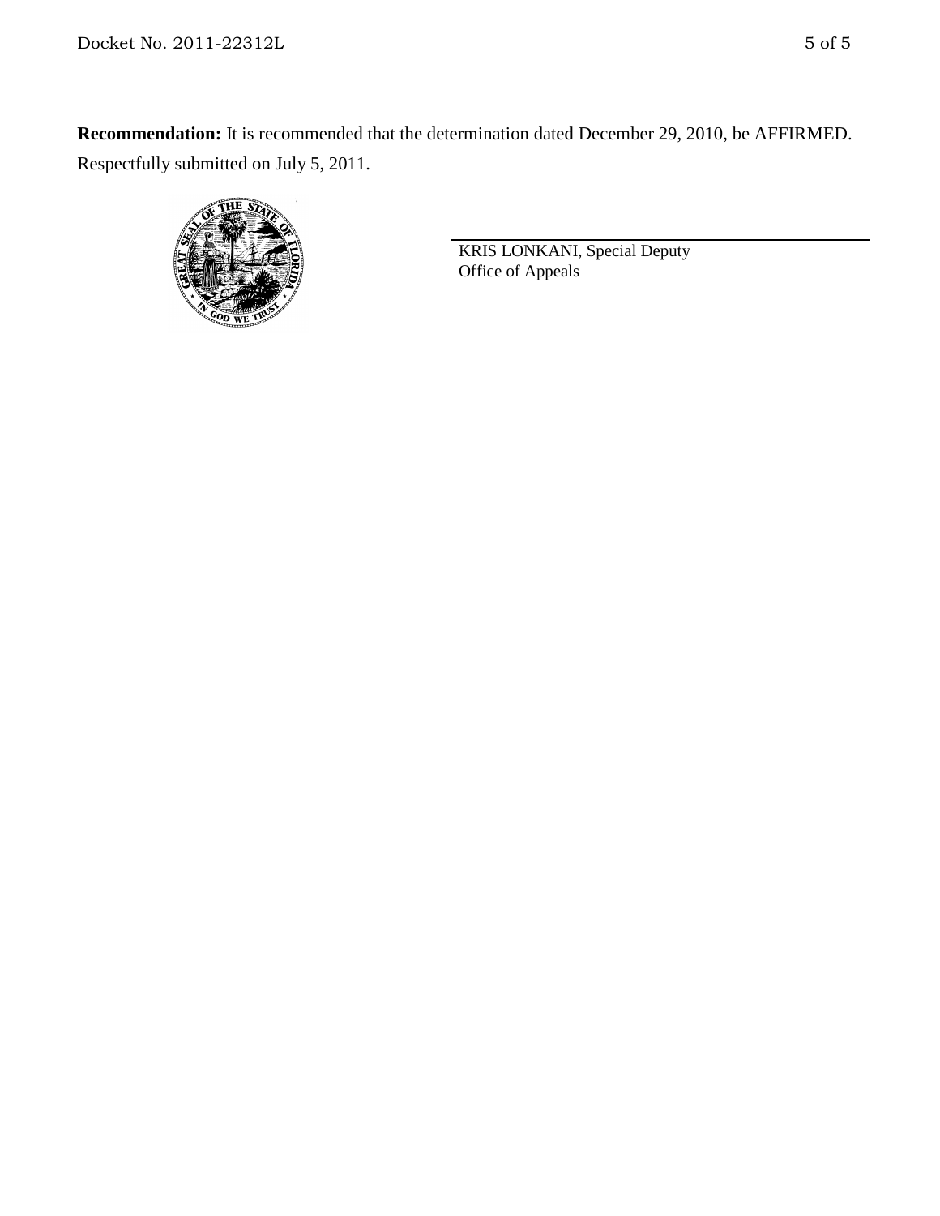**Recommendation:** It is recommended that the determination dated December 29, 2010, be AFFIRMED.
Respectfully submitted on July 5, 2011.

KRIS LONKANI, Special Deputy
Office of Appeals